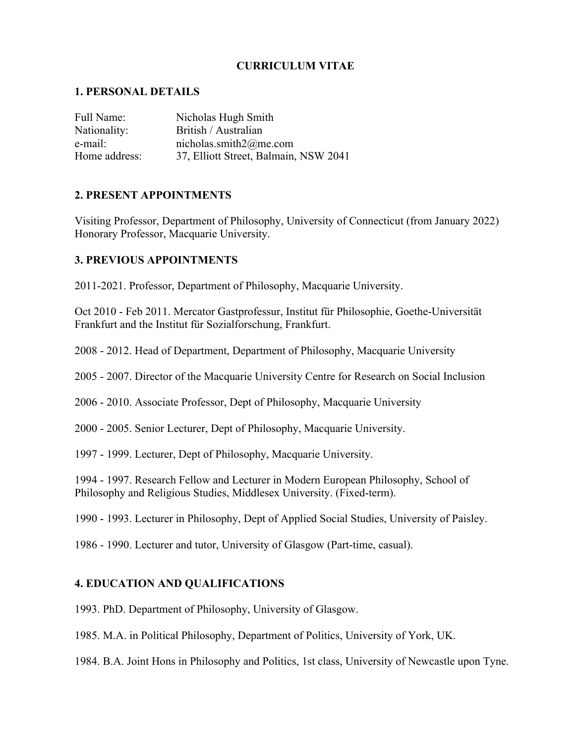# CURRICULUM VITAE

## 1. PERSONAL DETAILS

| | |
|---|---|
| Full Name: | Nicholas Hugh Smith |
| Nationality: | British / Australian |
| e-mail: | nicholas.smith2@me.com |
| Home address: | 37, Elliott Street, Balmain, NSW 2041 |

## 2. PRESENT APPOINTMENTS

Visiting Professor, Department of Philosophy, University of Connecticut (from January 2022)
Honorary Professor, Macquarie University.

## 3. PREVIOUS APPOINTMENTS

2011-2021. Professor, Department of Philosophy, Macquarie University.

Oct 2010 - Feb 2011. Mercator Gastprofessur, Institut für Philosophie, Goethe-Universität Frankfurt and the Institut für Sozialforschung, Frankfurt.

2008 - 2012. Head of Department, Department of Philosophy, Macquarie University

2005 - 2007. Director of the Macquarie University Centre for Research on Social Inclusion

2006 - 2010. Associate Professor, Dept of Philosophy, Macquarie University

2000 - 2005. Senior Lecturer, Dept of Philosophy, Macquarie University.

1997 - 1999. Lecturer, Dept of Philosophy, Macquarie University.

1994 - 1997. Research Fellow and Lecturer in Modern European Philosophy, School of Philosophy and Religious Studies, Middlesex University. (Fixed-term).

1990 - 1993. Lecturer in Philosophy, Dept of Applied Social Studies, University of Paisley.

1986 - 1990. Lecturer and tutor, University of Glasgow (Part-time, casual).

## 4. EDUCATION AND QUALIFICATIONS

1993. PhD. Department of Philosophy, University of Glasgow.

1985. M.A. in Political Philosophy, Department of Politics, University of York, UK.

1984. B.A. Joint Hons in Philosophy and Politics, 1st class, University of Newcastle upon Tyne.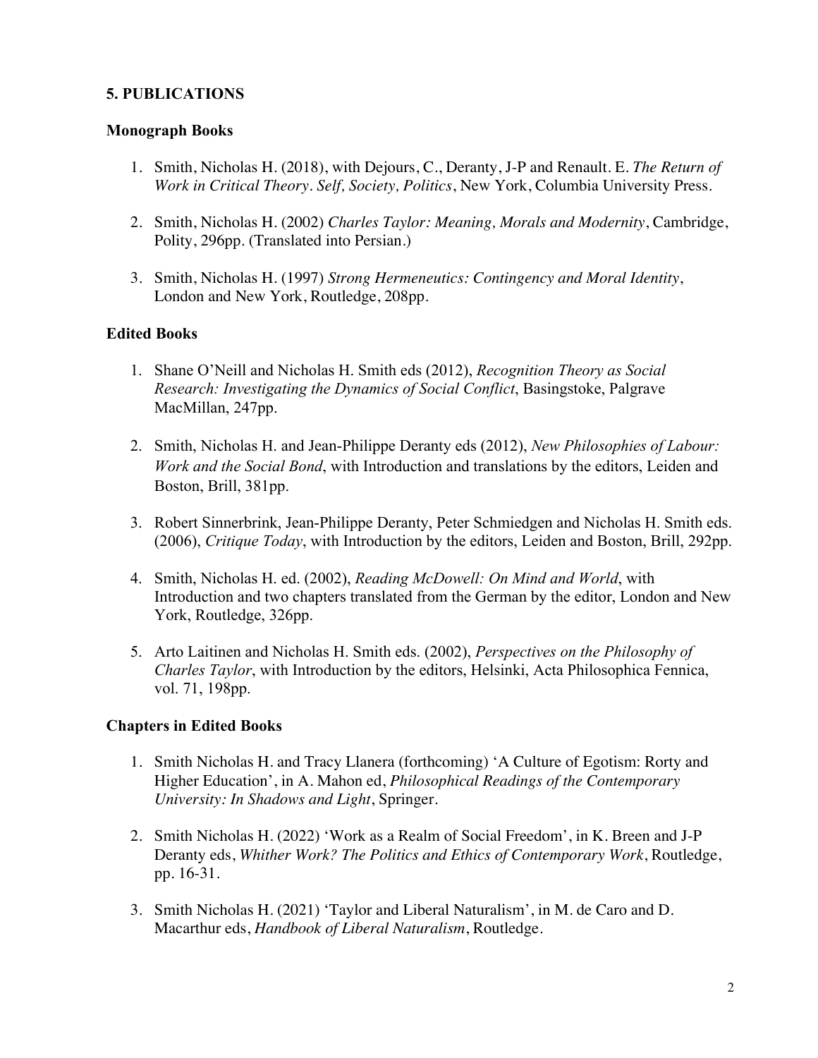## 5. PUBLICATIONS

### Monograph Books

1. Smith, Nicholas H. (2018), with Dejours, C., Deranty, J-P and Renault. E. *The Return of Work in Critical Theory. Self, Society, Politics*, New York, Columbia University Press.

2. Smith, Nicholas H. (2002) *Charles Taylor: Meaning, Morals and Modernity*, Cambridge, Polity, 296pp. (Translated into Persian.)

3. Smith, Nicholas H. (1997) *Strong Hermeneutics: Contingency and Moral Identity*, London and New York, Routledge, 208pp.

### Edited Books

1. Shane O'Neill and Nicholas H. Smith eds (2012), *Recognition Theory as Social Research: Investigating the Dynamics of Social Conflict*, Basingstoke, Palgrave MacMillan, 247pp.

2. Smith, Nicholas H. and Jean-Philippe Deranty eds (2012), *New Philosophies of Labour: Work and the Social Bond*, with Introduction and translations by the editors, Leiden and Boston, Brill, 381pp.

3. Robert Sinnerbrink, Jean-Philippe Deranty, Peter Schmiedgen and Nicholas H. Smith eds. (2006), *Critique Today*, with Introduction by the editors, Leiden and Boston, Brill, 292pp.

4. Smith, Nicholas H. ed. (2002), *Reading McDowell: On Mind and World*, with Introduction and two chapters translated from the German by the editor, London and New York, Routledge, 326pp.

5. Arto Laitinen and Nicholas H. Smith eds. (2002), *Perspectives on the Philosophy of Charles Taylor*, with Introduction by the editors, Helsinki, Acta Philosophica Fennica, vol. 71, 198pp.

### Chapters in Edited Books

1. Smith Nicholas H. and Tracy Llanera (forthcoming) 'A Culture of Egotism: Rorty and Higher Education', in A. Mahon ed, *Philosophical Readings of the Contemporary University: In Shadows and Light*, Springer.

2. Smith Nicholas H. (2022) 'Work as a Realm of Social Freedom', in K. Breen and J-P Deranty eds, *Whither Work? The Politics and Ethics of Contemporary Work*, Routledge, pp. 16-31.

3. Smith Nicholas H. (2021) 'Taylor and Liberal Naturalism', in M. de Caro and D. Macarthur eds, *Handbook of Liberal Naturalism*, Routledge.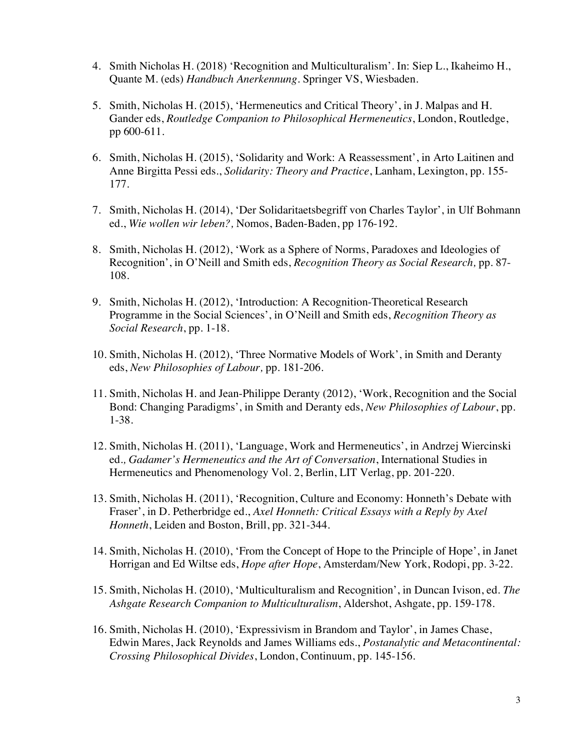4. Smith Nicholas H. (2018) 'Recognition and Multiculturalism'. In: Siep L., Ikaheimo H., Quante M. (eds) *Handbuch Anerkennung*. Springer VS, Wiesbaden.

5. Smith, Nicholas H. (2015), 'Hermeneutics and Critical Theory', in J. Malpas and H. Gander eds, *Routledge Companion to Philosophical Hermeneutics*, London, Routledge, pp 600-611.

6. Smith, Nicholas H. (2015), 'Solidarity and Work: A Reassessment', in Arto Laitinen and Anne Birgitta Pessi eds., *Solidarity: Theory and Practice*, Lanham, Lexington, pp. 155-177.

7. Smith, Nicholas H. (2014), 'Der Solidaritaetsbegriff von Charles Taylor', in Ulf Bohmann ed., *Wie wollen wir leben?,* Nomos, Baden-Baden, pp 176-192.

8. Smith, Nicholas H. (2012), 'Work as a Sphere of Norms, Paradoxes and Ideologies of Recognition', in O'Neill and Smith eds, *Recognition Theory as Social Research,* pp. 87-108.

9. Smith, Nicholas H. (2012), 'Introduction: A Recognition-Theoretical Research Programme in the Social Sciences', in O'Neill and Smith eds, *Recognition Theory as Social Research*, pp. 1-18.

10. Smith, Nicholas H. (2012), 'Three Normative Models of Work', in Smith and Deranty eds, *New Philosophies of Labour,* pp. 181-206.

11. Smith, Nicholas H. and Jean-Philippe Deranty (2012), 'Work, Recognition and the Social Bond: Changing Paradigms', in Smith and Deranty eds, *New Philosophies of Labour*, pp. 1-38.

12. Smith, Nicholas H. (2011), 'Language, Work and Hermeneutics', in Andrzej Wiercinski ed*., Gadamer's Hermeneutics and the Art of Conversation*, International Studies in Hermeneutics and Phenomenology Vol. 2, Berlin, LIT Verlag, pp. 201-220.

13. Smith, Nicholas H. (2011), 'Recognition, Culture and Economy: Honneth's Debate with Fraser', in D. Petherbridge ed., *Axel Honneth: Critical Essays with a Reply by Axel Honneth*, Leiden and Boston, Brill, pp. 321-344.

14. Smith, Nicholas H. (2010), 'From the Concept of Hope to the Principle of Hope', in Janet Horrigan and Ed Wiltse eds, *Hope after Hope*, Amsterdam/New York, Rodopi, pp. 3-22.

15. Smith, Nicholas H. (2010), 'Multiculturalism and Recognition', in Duncan Ivison, ed. *The Ashgate Research Companion to Multiculturalism*, Aldershot, Ashgate, pp. 159-178.

16. Smith, Nicholas H. (2010), 'Expressivism in Brandom and Taylor', in James Chase, Edwin Mares, Jack Reynolds and James Williams eds., *Postanalytic and Metacontinental: Crossing Philosophical Divides*, London, Continuum, pp. 145-156.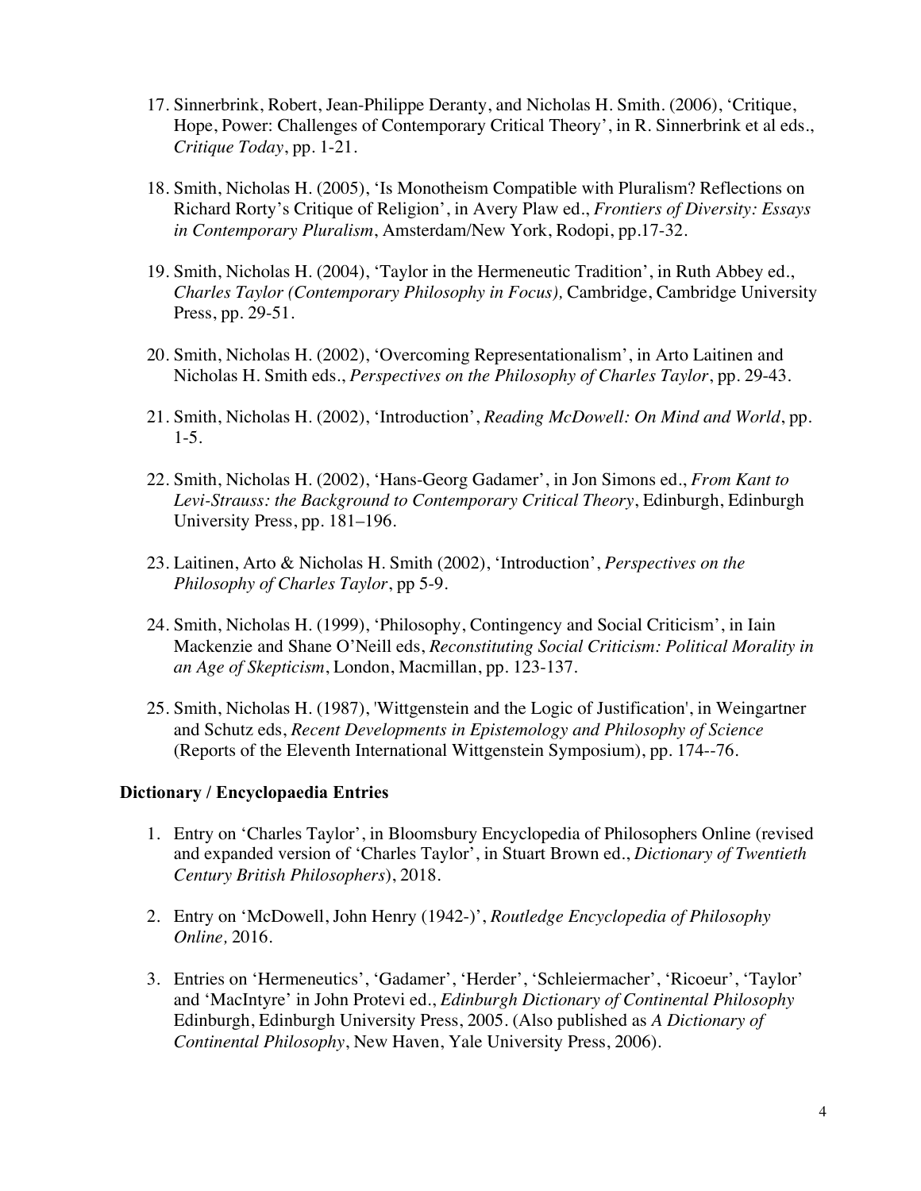17. Sinnerbrink, Robert, Jean-Philippe Deranty, and Nicholas H. Smith. (2006), 'Critique, Hope, Power: Challenges of Contemporary Critical Theory', in R. Sinnerbrink et al eds., *Critique Today*, pp. 1-21.

18. Smith, Nicholas H. (2005), 'Is Monotheism Compatible with Pluralism? Reflections on Richard Rorty's Critique of Religion', in Avery Plaw ed., *Frontiers of Diversity: Essays in Contemporary Pluralism*, Amsterdam/New York, Rodopi, pp.17-32.

19. Smith, Nicholas H. (2004), 'Taylor in the Hermeneutic Tradition', in Ruth Abbey ed., *Charles Taylor (Contemporary Philosophy in Focus),* Cambridge, Cambridge University Press, pp. 29-51.

20. Smith, Nicholas H. (2002), 'Overcoming Representationalism', in Arto Laitinen and Nicholas H. Smith eds., *Perspectives on the Philosophy of Charles Taylor*, pp. 29-43.

21. Smith, Nicholas H. (2002), 'Introduction', *Reading McDowell: On Mind and World*, pp. 1-5.

22. Smith, Nicholas H. (2002), 'Hans-Georg Gadamer', in Jon Simons ed., *From Kant to Levi-Strauss: the Background to Contemporary Critical Theory*, Edinburgh, Edinburgh University Press, pp. 181–196.

23. Laitinen, Arto & Nicholas H. Smith (2002), 'Introduction', *Perspectives on the Philosophy of Charles Taylor*, pp 5-9.

24. Smith, Nicholas H. (1999), 'Philosophy, Contingency and Social Criticism', in Iain Mackenzie and Shane O'Neill eds, *Reconstituting Social Criticism: Political Morality in an Age of Skepticism*, London, Macmillan, pp. 123-137.

25. Smith, Nicholas H. (1987), 'Wittgenstein and the Logic of Justification', in Weingartner and Schutz eds, *Recent Developments in Epistemology and Philosophy of Science* (Reports of the Eleventh International Wittgenstein Symposium), pp. 174--76.

**Dictionary / Encyclopaedia Entries**

1. Entry on 'Charles Taylor', in Bloomsbury Encyclopedia of Philosophers Online (revised and expanded version of 'Charles Taylor', in Stuart Brown ed., *Dictionary of Twentieth Century British Philosophers*), 2018.

2. Entry on 'McDowell, John Henry (1942-)', *Routledge Encyclopedia of Philosophy Online,* 2016.

3. Entries on 'Hermeneutics', 'Gadamer', 'Herder', 'Schleiermacher', 'Ricoeur', 'Taylor' and 'MacIntyre' in John Protevi ed., *Edinburgh Dictionary of Continental Philosophy* Edinburgh, Edinburgh University Press, 2005. (Also published as *A Dictionary of Continental Philosophy*, New Haven, Yale University Press, 2006).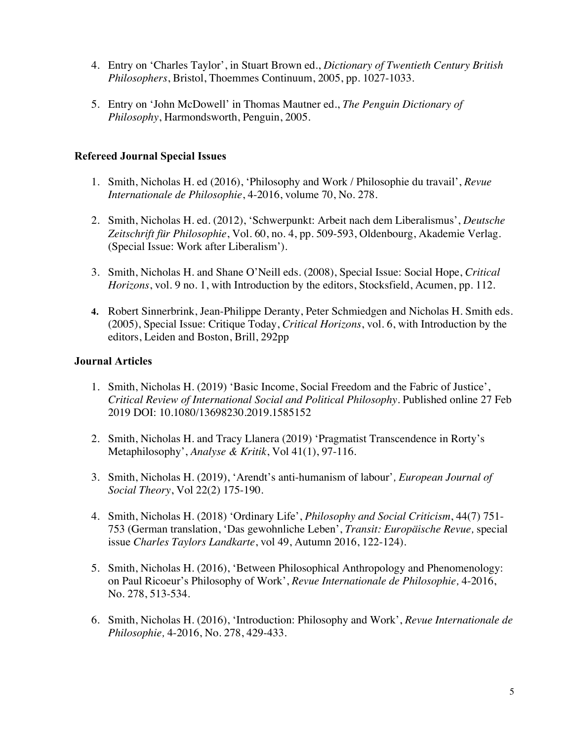4. Entry on 'Charles Taylor', in Stuart Brown ed., *Dictionary of Twentieth Century British Philosophers*, Bristol, Thoemmes Continuum, 2005, pp. 1027-1033.

5. Entry on 'John McDowell' in Thomas Mautner ed., *The Penguin Dictionary of Philosophy*, Harmondsworth, Penguin, 2005.

### Refereed Journal Special Issues

1. Smith, Nicholas H. ed (2016), 'Philosophy and Work / Philosophie du travail', *Revue Internationale de Philosophie*, 4-2016, volume 70, No. 278.

2. Smith, Nicholas H. ed. (2012), 'Schwerpunkt: Arbeit nach dem Liberalismus', *Deutsche Zeitschrift für Philosophie*, Vol. 60, no. 4, pp. 509-593, Oldenbourg, Akademie Verlag. (Special Issue: Work after Liberalism').

3. Smith, Nicholas H. and Shane O'Neill eds. (2008), Special Issue: Social Hope, *Critical Horizons*, vol. 9 no. 1, with Introduction by the editors, Stocksfield, Acumen, pp. 112.

4. Robert Sinnerbrink, Jean-Philippe Deranty, Peter Schmiedgen and Nicholas H. Smith eds. (2005), Special Issue: Critique Today, *Critical Horizons*, vol. 6, with Introduction by the editors, Leiden and Boston, Brill, 292pp

### Journal Articles

1. Smith, Nicholas H. (2019) 'Basic Income, Social Freedom and the Fabric of Justice', *Critical Review of International Social and Political Philosophy*. Published online 27 Feb 2019 DOI: 10.1080/13698230.2019.1585152

2. Smith, Nicholas H. and Tracy Llanera (2019) 'Pragmatist Transcendence in Rorty's Metaphilosophy', *Analyse & Kritik*, Vol 41(1), 97-116.

3. Smith, Nicholas H. (2019), 'Arendt's anti-humanism of labour'*, European Journal of Social Theory*, Vol 22(2) 175-190.

4. Smith, Nicholas H. (2018) 'Ordinary Life', *Philosophy and Social Criticism*, 44(7) 751-753 (German translation, 'Das gewohnliche Leben', *Transit: Europäische Revue,* special issue *Charles Taylors Landkarte*, vol 49, Autumn 2016, 122-124).

5. Smith, Nicholas H. (2016), 'Between Philosophical Anthropology and Phenomenology: on Paul Ricoeur's Philosophy of Work', *Revue Internationale de Philosophie,* 4-2016, No. 278, 513-534.

6. Smith, Nicholas H. (2016), 'Introduction: Philosophy and Work', *Revue Internationale de Philosophie,* 4-2016, No. 278, 429-433.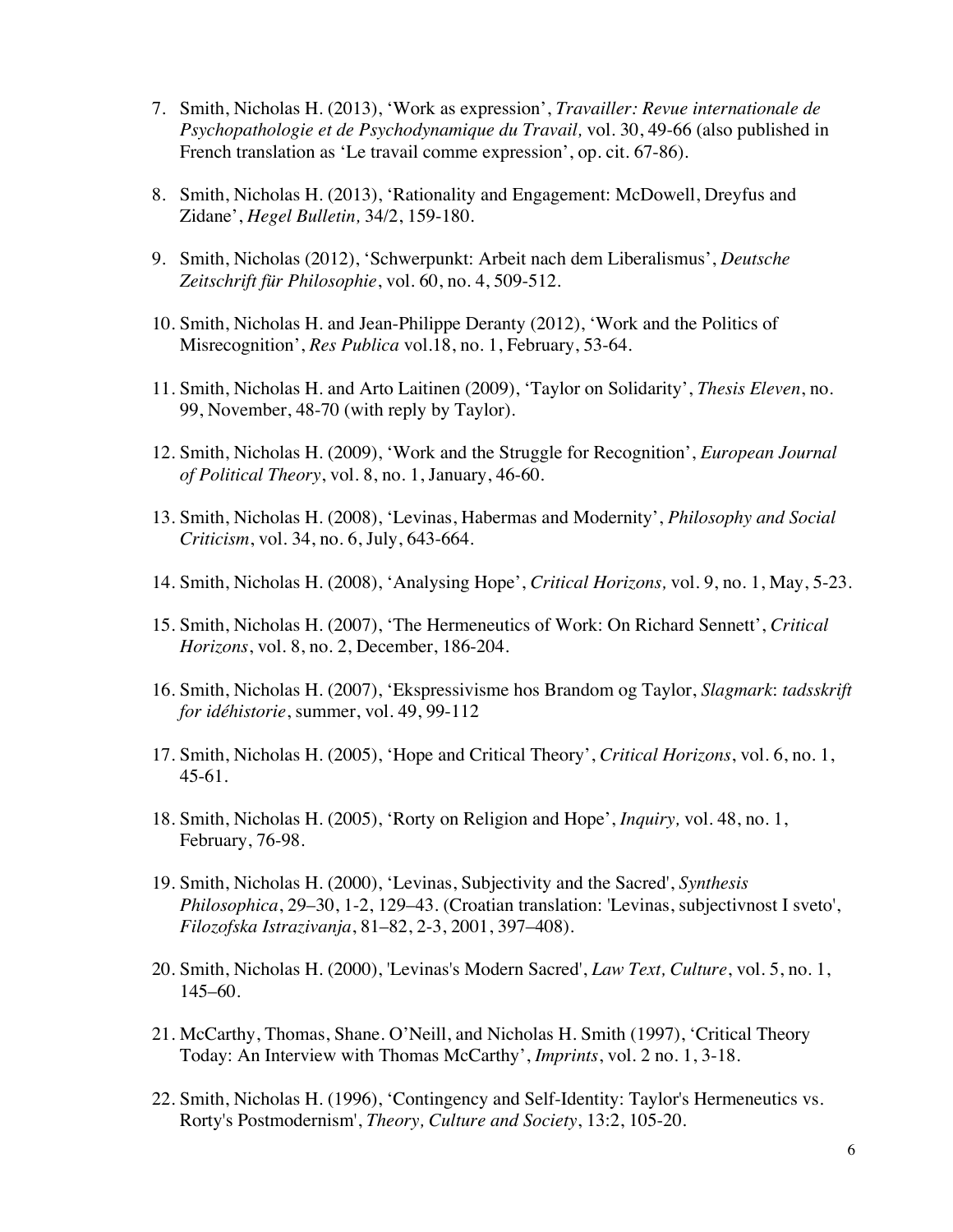7. Smith, Nicholas H. (2013), 'Work as expression', *Travailler: Revue internationale de Psychopathologie et de Psychodynamique du Travail,* vol. 30, 49-66 (also published in French translation as 'Le travail comme expression', op. cit. 67-86).

8. Smith, Nicholas H. (2013), 'Rationality and Engagement: McDowell, Dreyfus and Zidane', *Hegel Bulletin,* 34/2, 159-180.

9. Smith, Nicholas (2012), 'Schwerpunkt: Arbeit nach dem Liberalismus', *Deutsche Zeitschrift für Philosophie*, vol. 60, no. 4, 509-512.

10. Smith, Nicholas H. and Jean-Philippe Deranty (2012), 'Work and the Politics of Misrecognition', *Res Publica* vol.18, no. 1, February, 53-64.

11. Smith, Nicholas H. and Arto Laitinen (2009), 'Taylor on Solidarity', *Thesis Eleven*, no. 99, November, 48-70 (with reply by Taylor).

12. Smith, Nicholas H. (2009), 'Work and the Struggle for Recognition', *European Journal of Political Theory*, vol. 8, no. 1, January, 46-60.

13. Smith, Nicholas H. (2008), 'Levinas, Habermas and Modernity', *Philosophy and Social Criticism*, vol. 34, no. 6, July, 643-664.

14. Smith, Nicholas H. (2008), 'Analysing Hope', *Critical Horizons,* vol. 9, no. 1, May, 5-23.

15. Smith, Nicholas H. (2007), 'The Hermeneutics of Work: On Richard Sennett', *Critical Horizons*, vol. 8, no. 2, December, 186-204.

16. Smith, Nicholas H. (2007), 'Ekspressivisme hos Brandom og Taylor, *Slagmark*: *tadsskrift for idéhistorie*, summer, vol. 49, 99-112

17. Smith, Nicholas H. (2005), 'Hope and Critical Theory', *Critical Horizons*, vol. 6, no. 1, 45-61.

18. Smith, Nicholas H. (2005), 'Rorty on Religion and Hope', *Inquiry,* vol. 48, no. 1, February, 76-98.

19. Smith, Nicholas H. (2000), 'Levinas, Subjectivity and the Sacred', *Synthesis Philosophica*, 29–30, 1-2, 129–43. (Croatian translation: 'Levinas, subjectivnost I sveto', *Filozofska Istrazivanja*, 81–82, 2-3, 2001, 397–408).

20. Smith, Nicholas H. (2000), 'Levinas's Modern Sacred', *Law Text, Culture*, vol. 5, no. 1, 145–60.

21. McCarthy, Thomas, Shane. O'Neill, and Nicholas H. Smith (1997), 'Critical Theory Today: An Interview with Thomas McCarthy', *Imprints*, vol. 2 no. 1, 3-18.

22. Smith, Nicholas H. (1996), 'Contingency and Self-Identity: Taylor's Hermeneutics vs. Rorty's Postmodernism', *Theory, Culture and Society*, 13:2, 105-20.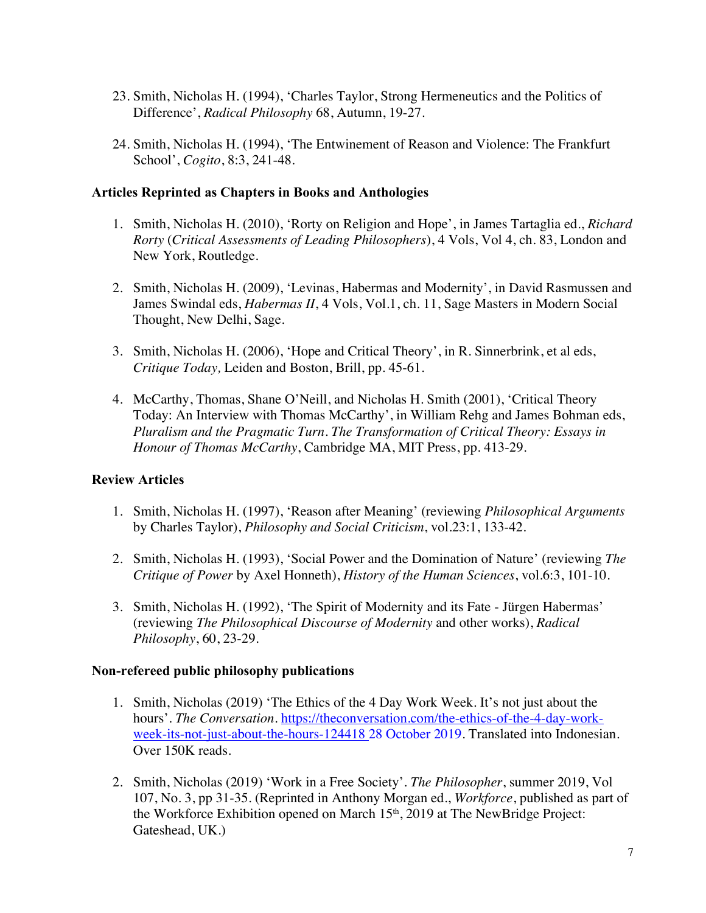23. Smith, Nicholas H. (1994), 'Charles Taylor, Strong Hermeneutics and the Politics of Difference', *Radical Philosophy* 68, Autumn, 19-27.

24. Smith, Nicholas H. (1994), 'The Entwinement of Reason and Violence: The Frankfurt School', *Cogito*, 8:3, 241-48.

**Articles Reprinted as Chapters in Books and Anthologies**

1. Smith, Nicholas H. (2010), 'Rorty on Religion and Hope', in James Tartaglia ed., *Richard Rorty* (*Critical Assessments of Leading Philosophers*), 4 Vols, Vol 4, ch. 83, London and New York, Routledge.

2. Smith, Nicholas H. (2009), 'Levinas, Habermas and Modernity', in David Rasmussen and James Swindal eds, *Habermas II*, 4 Vols, Vol.1, ch. 11, Sage Masters in Modern Social Thought, New Delhi, Sage.

3. Smith, Nicholas H. (2006), 'Hope and Critical Theory', in R. Sinnerbrink, et al eds, *Critique Today,* Leiden and Boston, Brill, pp. 45-61.

4. McCarthy, Thomas, Shane O'Neill, and Nicholas H. Smith (2001), 'Critical Theory Today: An Interview with Thomas McCarthy', in William Rehg and James Bohman eds, *Pluralism and the Pragmatic Turn. The Transformation of Critical Theory: Essays in Honour of Thomas McCarthy*, Cambridge MA, MIT Press, pp. 413-29.

**Review Articles**

1. Smith, Nicholas H. (1997), 'Reason after Meaning' (reviewing *Philosophical Arguments* by Charles Taylor), *Philosophy and Social Criticism*, vol.23:1, 133-42.

2. Smith, Nicholas H. (1993), 'Social Power and the Domination of Nature' (reviewing *The Critique of Power* by Axel Honneth), *History of the Human Sciences*, vol.6:3, 101-10.

3. Smith, Nicholas H. (1992), 'The Spirit of Modernity and its Fate - Jürgen Habermas' (reviewing *The Philosophical Discourse of Modernity* and other works), *Radical Philosophy*, 60, 23-29.

**Non-refereed public philosophy publications**

1. Smith, Nicholas (2019) 'The Ethics of the 4 Day Work Week. It's not just about the hours'. *The Conversation*. https://theconversation.com/the-ethics-of-the-4-day-work-week-its-not-just-about-the-hours-124418 28 October 2019. Translated into Indonesian. Over 150K reads.

2. Smith, Nicholas (2019) 'Work in a Free Society'. *The Philosopher*, summer 2019, Vol 107, No. 3, pp 31-35. (Reprinted in Anthony Morgan ed., *Workforce*, published as part of the Workforce Exhibition opened on March 15th, 2019 at The NewBridge Project: Gateshead, UK.)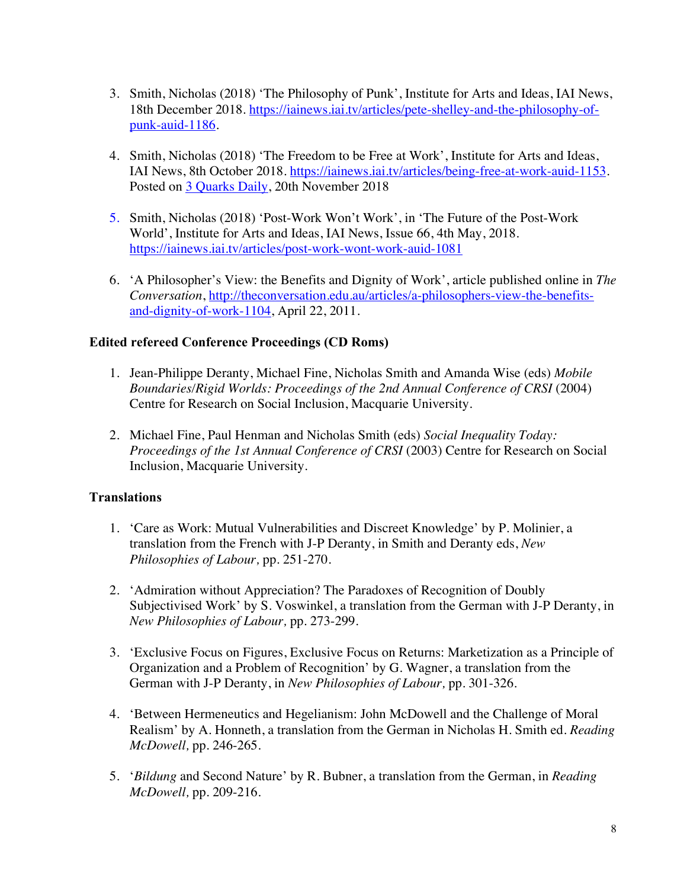3. Smith, Nicholas (2018) 'The Philosophy of Punk', Institute for Arts and Ideas, IAI News, 18th December 2018. https://iainews.iai.tv/articles/pete-shelley-and-the-philosophy-of-punk-auid-1186.

4. Smith, Nicholas (2018) 'The Freedom to be Free at Work', Institute for Arts and Ideas, IAI News, 8th October 2018. https://iainews.iai.tv/articles/being-free-at-work-auid-1153. Posted on 3 Quarks Daily, 20th November 2018

5. Smith, Nicholas (2018) 'Post-Work Won't Work', in 'The Future of the Post-Work World', Institute for Arts and Ideas, IAI News, Issue 66, 4th May, 2018. https://iainews.iai.tv/articles/post-work-wont-work-auid-1081

6. 'A Philosopher's View: the Benefits and Dignity of Work', article published online in *The Conversation*, http://theconversation.edu.au/articles/a-philosophers-view-the-benefits-and-dignity-of-work-1104, April 22, 2011.

**Edited refereed Conference Proceedings (CD Roms)**

1. Jean-Philippe Deranty, Michael Fine, Nicholas Smith and Amanda Wise (eds) *Mobile Boundaries/Rigid Worlds: Proceedings of the 2nd Annual Conference of CRSI* (2004) Centre for Research on Social Inclusion, Macquarie University.

2. Michael Fine, Paul Henman and Nicholas Smith (eds) *Social Inequality Today: Proceedings of the 1st Annual Conference of CRSI* (2003) Centre for Research on Social Inclusion, Macquarie University.

**Translations**

1. 'Care as Work: Mutual Vulnerabilities and Discreet Knowledge' by P. Molinier, a translation from the French with J-P Deranty, in Smith and Deranty eds, *New Philosophies of Labour,* pp. 251-270.

2. 'Admiration without Appreciation? The Paradoxes of Recognition of Doubly Subjectivised Work' by S. Voswinkel, a translation from the German with J-P Deranty, in *New Philosophies of Labour,* pp. 273-299.

3. 'Exclusive Focus on Figures, Exclusive Focus on Returns: Marketization as a Principle of Organization and a Problem of Recognition' by G. Wagner, a translation from the German with J-P Deranty, in *New Philosophies of Labour,* pp. 301-326.

4. 'Between Hermeneutics and Hegelianism: John McDowell and the Challenge of Moral Realism' by A. Honneth, a translation from the German in Nicholas H. Smith ed. *Reading McDowell,* pp. 246-265.

5. '*Bildung* and Second Nature' by R. Bubner, a translation from the German, in *Reading McDowell,* pp. 209-216.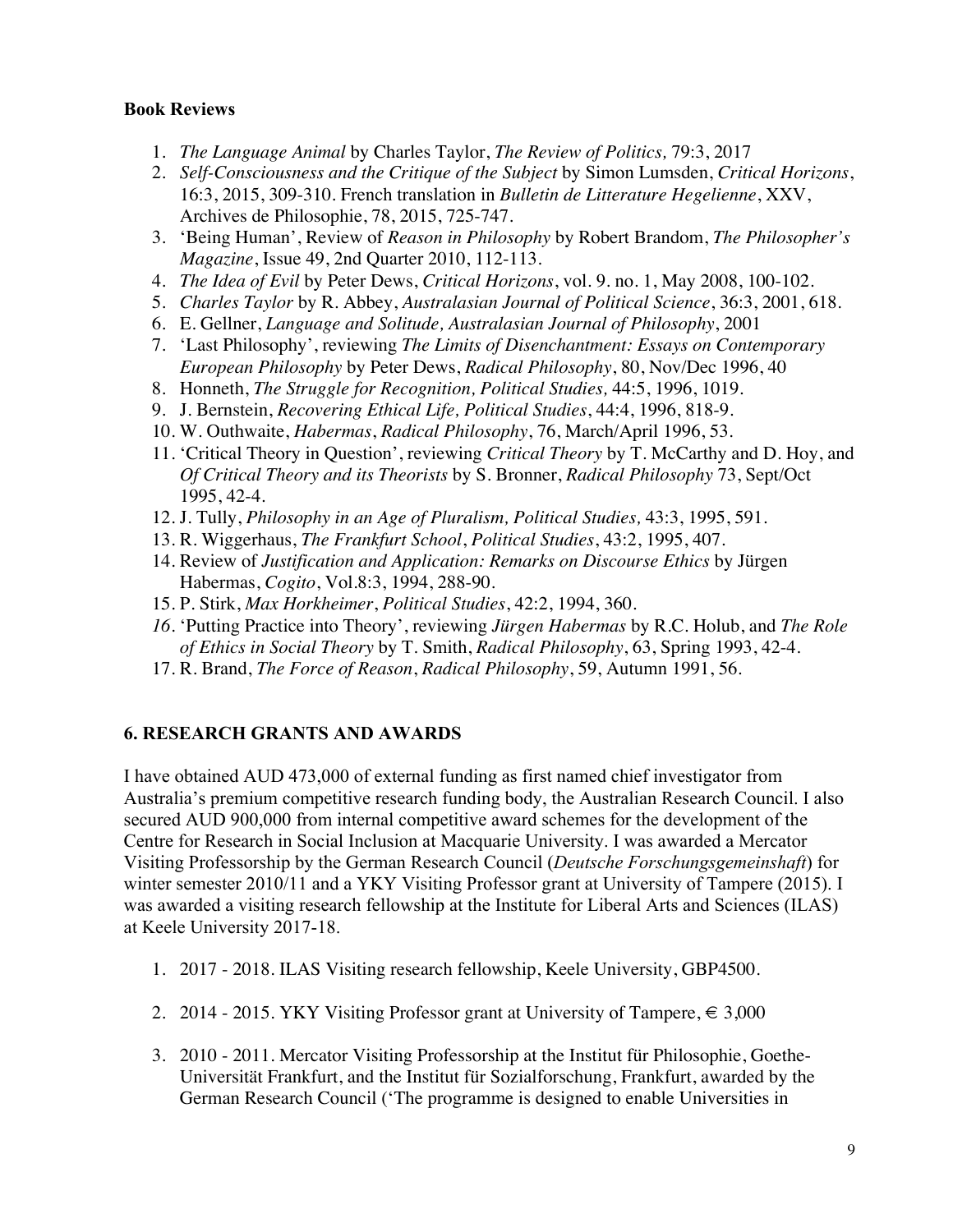**Book Reviews**

1. *The Language Animal* by Charles Taylor, *The Review of Politics,* 79:3, 2017
2. *Self-Consciousness and the Critique of the Subject* by Simon Lumsden, *Critical Horizons*, 16:3, 2015, 309-310. French translation in *Bulletin de Litterature Hegelienne*, XXV, Archives de Philosophie, 78, 2015, 725-747.
3. 'Being Human', Review of *Reason in Philosophy* by Robert Brandom, *The Philosopher's Magazine*, Issue 49, 2nd Quarter 2010, 112-113.
4. *The Idea of Evil* by Peter Dews, *Critical Horizons*, vol. 9. no. 1, May 2008, 100-102.
5. *Charles Taylor* by R. Abbey, *Australasian Journal of Political Science*, 36:3, 2001, 618.
6. E. Gellner, *Language and Solitude, Australasian Journal of Philosophy*, 2001
7. 'Last Philosophy', reviewing *The Limits of Disenchantment: Essays on Contemporary European Philosophy* by Peter Dews, *Radical Philosophy*, 80, Nov/Dec 1996, 40
8. Honneth, *The Struggle for Recognition, Political Studies,* 44:5, 1996, 1019.
9. J. Bernstein, *Recovering Ethical Life, Political Studies*, 44:4, 1996, 818-9.
10. W. Outhwaite, *Habermas*, *Radical Philosophy*, 76, March/April 1996, 53.
11. 'Critical Theory in Question', reviewing *Critical Theory* by T. McCarthy and D. Hoy, and *Of Critical Theory and its Theorists* by S. Bronner, *Radical Philosophy* 73, Sept/Oct 1995, 42-4.
12. J. Tully, *Philosophy in an Age of Pluralism, Political Studies,* 43:3, 1995, 591.
13. R. Wiggerhaus, *The Frankfurt School*, *Political Studies*, 43:2, 1995, 407.
14. Review of *Justification and Application: Remarks on Discourse Ethics* by Jürgen Habermas, *Cogito*, Vol.8:3, 1994, 288-90.
15. P. Stirk, *Max Horkheimer*, *Political Studies*, 42:2, 1994, 360.
16. 'Putting Practice into Theory', reviewing *Jürgen Habermas* by R.C. Holub, and *The Role of Ethics in Social Theory* by T. Smith, *Radical Philosophy*, 63, Spring 1993, 42-4.
17. R. Brand, *The Force of Reason*, *Radical Philosophy*, 59, Autumn 1991, 56.

## 6. RESEARCH GRANTS AND AWARDS

I have obtained AUD 473,000 of external funding as first named chief investigator from Australia's premium competitive research funding body, the Australian Research Council. I also secured AUD 900,000 from internal competitive award schemes for the development of the Centre for Research in Social Inclusion at Macquarie University. I was awarded a Mercator Visiting Professorship by the German Research Council (*Deutsche Forschungsgemeinshaft*) for winter semester 2010/11 and a YKY Visiting Professor grant at University of Tampere (2015). I was awarded a visiting research fellowship at the Institute for Liberal Arts and Sciences (ILAS) at Keele University 2017-18.

1. 2017 - 2018. ILAS Visiting research fellowship, Keele University, GBP4500.

2. 2014 - 2015. YKY Visiting Professor grant at University of Tampere, € 3,000

3. 2010 - 2011. Mercator Visiting Professorship at the Institut für Philosophie, Goethe-Universität Frankfurt, and the Institut für Sozialforschung, Frankfurt, awarded by the German Research Council ('The programme is designed to enable Universities in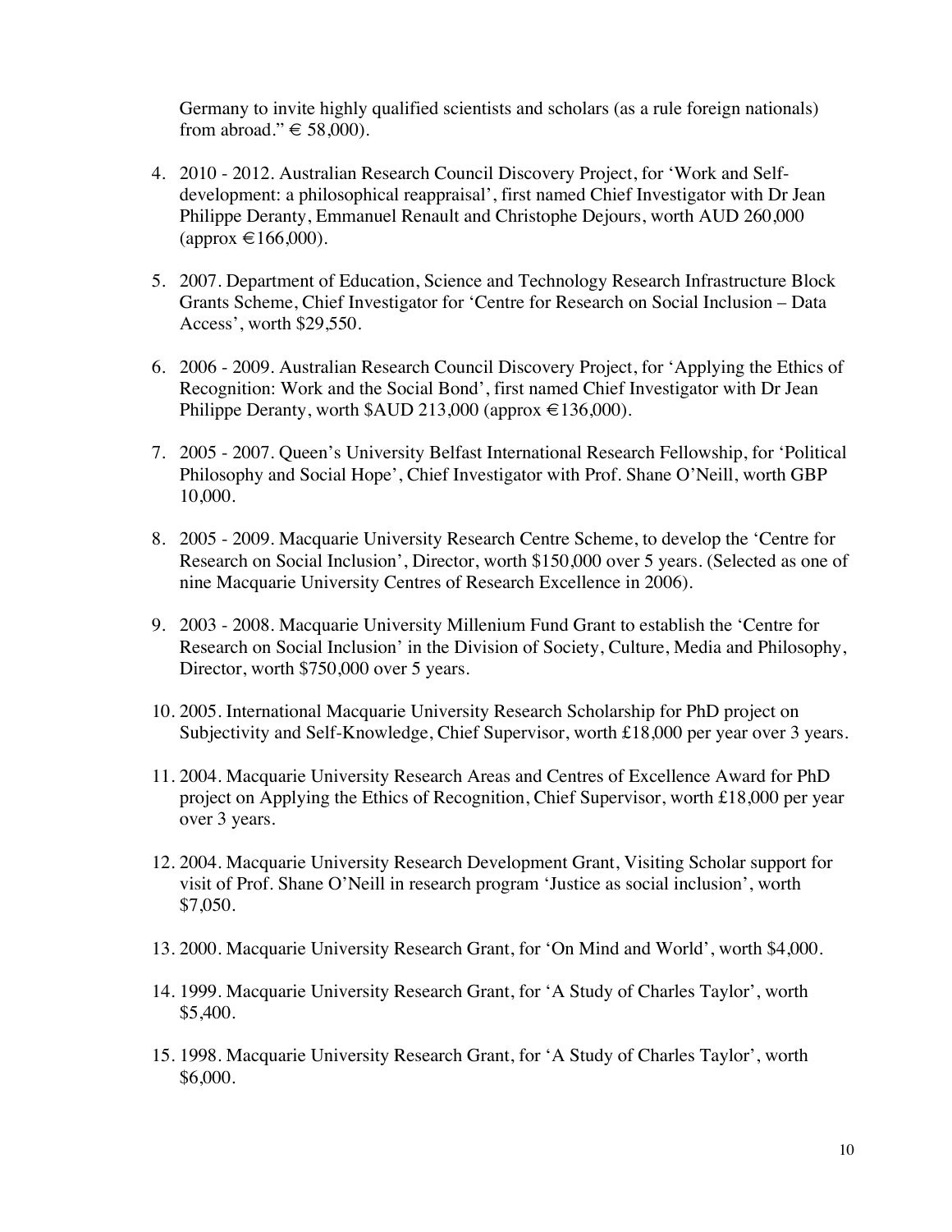Germany to invite highly qualified scientists and scholars (as a rule foreign nationals) from abroad." € 58,000).

4. 2010 - 2012. Australian Research Council Discovery Project, for 'Work and Self-development: a philosophical reappraisal', first named Chief Investigator with Dr Jean Philippe Deranty, Emmanuel Renault and Christophe Dejours, worth AUD 260,000 (approx €166,000).

5. 2007. Department of Education, Science and Technology Research Infrastructure Block Grants Scheme, Chief Investigator for 'Centre for Research on Social Inclusion – Data Access', worth $29,550.

6. 2006 - 2009. Australian Research Council Discovery Project, for 'Applying the Ethics of Recognition: Work and the Social Bond', first named Chief Investigator with Dr Jean Philippe Deranty, worth $AUD 213,000 (approx €136,000).

7. 2005 - 2007. Queen's University Belfast International Research Fellowship, for 'Political Philosophy and Social Hope', Chief Investigator with Prof. Shane O'Neill, worth GBP 10,000.

8. 2005 - 2009. Macquarie University Research Centre Scheme, to develop the 'Centre for Research on Social Inclusion', Director, worth $150,000 over 5 years. (Selected as one of nine Macquarie University Centres of Research Excellence in 2006).

9. 2003 - 2008. Macquarie University Millenium Fund Grant to establish the 'Centre for Research on Social Inclusion' in the Division of Society, Culture, Media and Philosophy, Director, worth $750,000 over 5 years.

10. 2005. International Macquarie University Research Scholarship for PhD project on Subjectivity and Self-Knowledge, Chief Supervisor, worth £18,000 per year over 3 years.

11. 2004. Macquarie University Research Areas and Centres of Excellence Award for PhD project on Applying the Ethics of Recognition, Chief Supervisor, worth £18,000 per year over 3 years.

12. 2004. Macquarie University Research Development Grant, Visiting Scholar support for visit of Prof. Shane O'Neill in research program 'Justice as social inclusion', worth $7,050.

13. 2000. Macquarie University Research Grant, for 'On Mind and World', worth $4,000.

14. 1999. Macquarie University Research Grant, for 'A Study of Charles Taylor', worth $5,400.

15. 1998. Macquarie University Research Grant, for 'A Study of Charles Taylor', worth $6,000.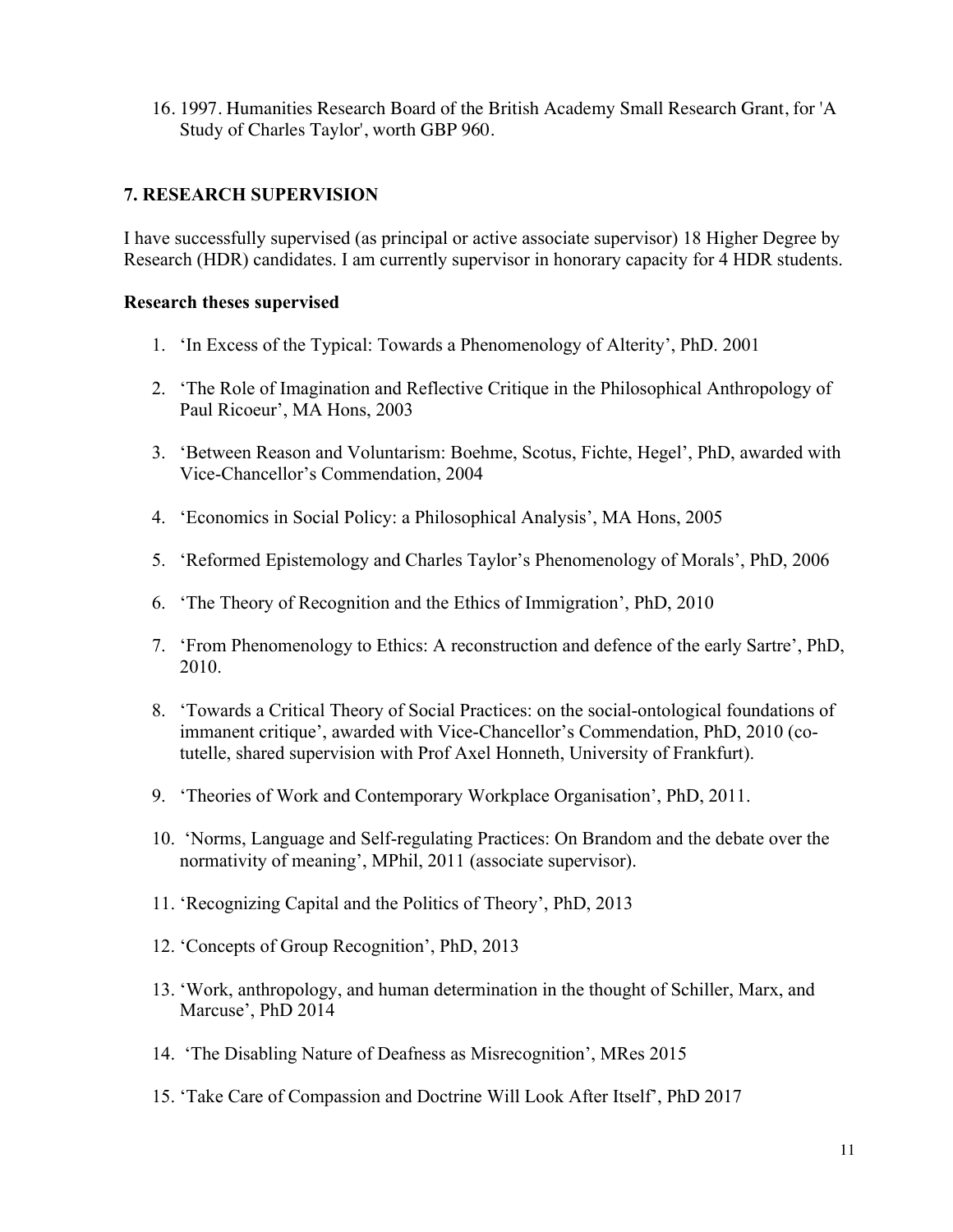16. 1997. Humanities Research Board of the British Academy Small Research Grant, for 'A Study of Charles Taylor', worth GBP 960.

## 7. RESEARCH SUPERVISION

I have successfully supervised (as principal or active associate supervisor) 18 Higher Degree by Research (HDR) candidates. I am currently supervisor in honorary capacity for 4 HDR students.

### Research theses supervised

1. 'In Excess of the Typical: Towards a Phenomenology of Alterity', PhD. 2001

2. 'The Role of Imagination and Reflective Critique in the Philosophical Anthropology of Paul Ricoeur', MA Hons, 2003

3. 'Between Reason and Voluntarism: Boehme, Scotus, Fichte, Hegel', PhD, awarded with Vice-Chancellor's Commendation, 2004

4. 'Economics in Social Policy: a Philosophical Analysis', MA Hons, 2005

5. 'Reformed Epistemology and Charles Taylor's Phenomenology of Morals', PhD, 2006

6. 'The Theory of Recognition and the Ethics of Immigration', PhD, 2010

7. 'From Phenomenology to Ethics: A reconstruction and defence of the early Sartre', PhD, 2010.

8. 'Towards a Critical Theory of Social Practices: on the social-ontological foundations of immanent critique', awarded with Vice-Chancellor's Commendation, PhD, 2010 (co-tutelle, shared supervision with Prof Axel Honneth, University of Frankfurt).

9. 'Theories of Work and Contemporary Workplace Organisation', PhD, 2011.

10. 'Norms, Language and Self-regulating Practices: On Brandom and the debate over the normativity of meaning', MPhil, 2011 (associate supervisor).

11. 'Recognizing Capital and the Politics of Theory', PhD, 2013

12. 'Concepts of Group Recognition', PhD, 2013

13. 'Work, anthropology, and human determination in the thought of Schiller, Marx, and Marcuse', PhD 2014

14. 'The Disabling Nature of Deafness as Misrecognition', MRes 2015

15. 'Take Care of Compassion and Doctrine Will Look After Itself', PhD 2017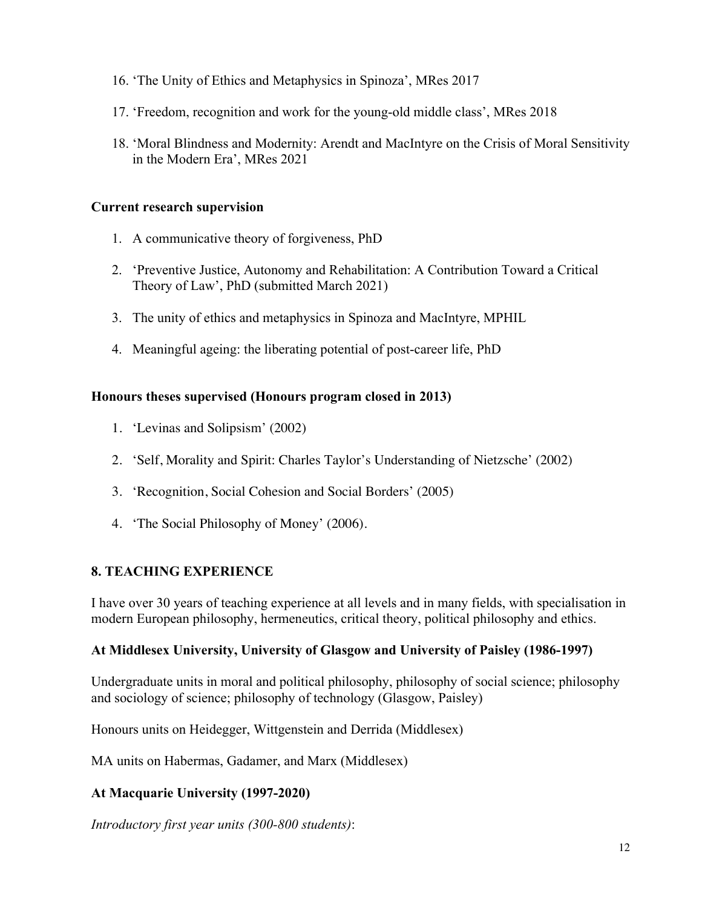16. 'The Unity of Ethics and Metaphysics in Spinoza', MRes 2017
17. 'Freedom, recognition and work for the young-old middle class', MRes 2018
18. 'Moral Blindness and Modernity: Arendt and MacIntyre on the Crisis of Moral Sensitivity in the Modern Era', MRes 2021

**Current research supervision**

1. A communicative theory of forgiveness, PhD
2. 'Preventive Justice, Autonomy and Rehabilitation: A Contribution Toward a Critical Theory of Law', PhD (submitted March 2021)
3. The unity of ethics and metaphysics in Spinoza and MacIntyre, MPHIL
4. Meaningful ageing: the liberating potential of post-career life, PhD

**Honours theses supervised (Honours program closed in 2013)**

1. 'Levinas and Solipsism' (2002)
2. 'Self, Morality and Spirit: Charles Taylor's Understanding of Nietzsche' (2002)
3. 'Recognition, Social Cohesion and Social Borders' (2005)
4. 'The Social Philosophy of Money' (2006).

## 8. TEACHING EXPERIENCE

I have over 30 years of teaching experience at all levels and in many fields, with specialisation in modern European philosophy, hermeneutics, critical theory, political philosophy and ethics.

### At Middlesex University, University of Glasgow and University of Paisley (1986-1997)

Undergraduate units in moral and political philosophy, philosophy of social science; philosophy and sociology of science; philosophy of technology (Glasgow, Paisley)

Honours units on Heidegger, Wittgenstein and Derrida (Middlesex)

MA units on Habermas, Gadamer, and Marx (Middlesex)

### At Macquarie University (1997-2020)

*Introductory first year units (300-800 students)*: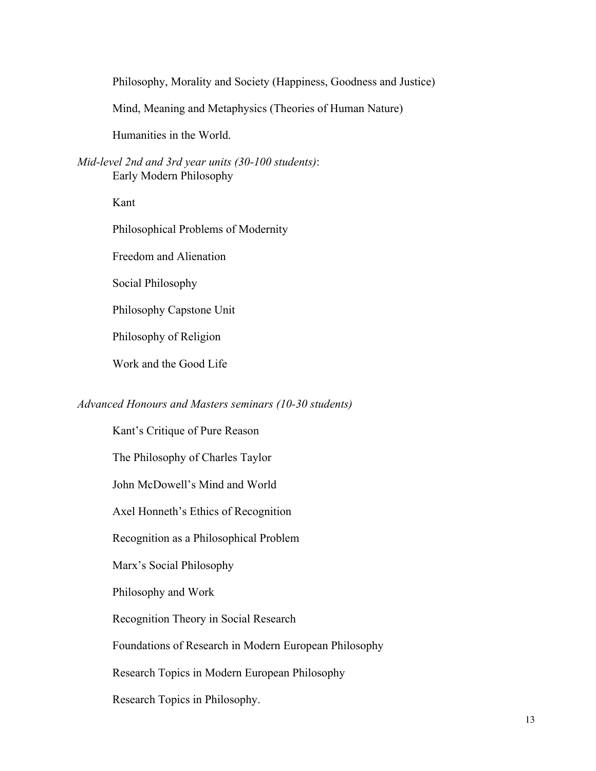Philosophy, Morality and Society (Happiness, Goodness and Justice)

Mind, Meaning and Metaphysics (Theories of Human Nature)

Humanities in the World.

*Mid-level 2nd and 3rd year units (30-100 students)*:

Early Modern Philosophy

Kant

Philosophical Problems of Modernity

Freedom and Alienation

Social Philosophy

Philosophy Capstone Unit

Philosophy of Religion

Work and the Good Life

*Advanced Honours and Masters seminars (10-30 students)*

Kant's Critique of Pure Reason

The Philosophy of Charles Taylor

John McDowell's Mind and World

Axel Honneth's Ethics of Recognition

Recognition as a Philosophical Problem

Marx's Social Philosophy

Philosophy and Work

Recognition Theory in Social Research

Foundations of Research in Modern European Philosophy

Research Topics in Modern European Philosophy

Research Topics in Philosophy.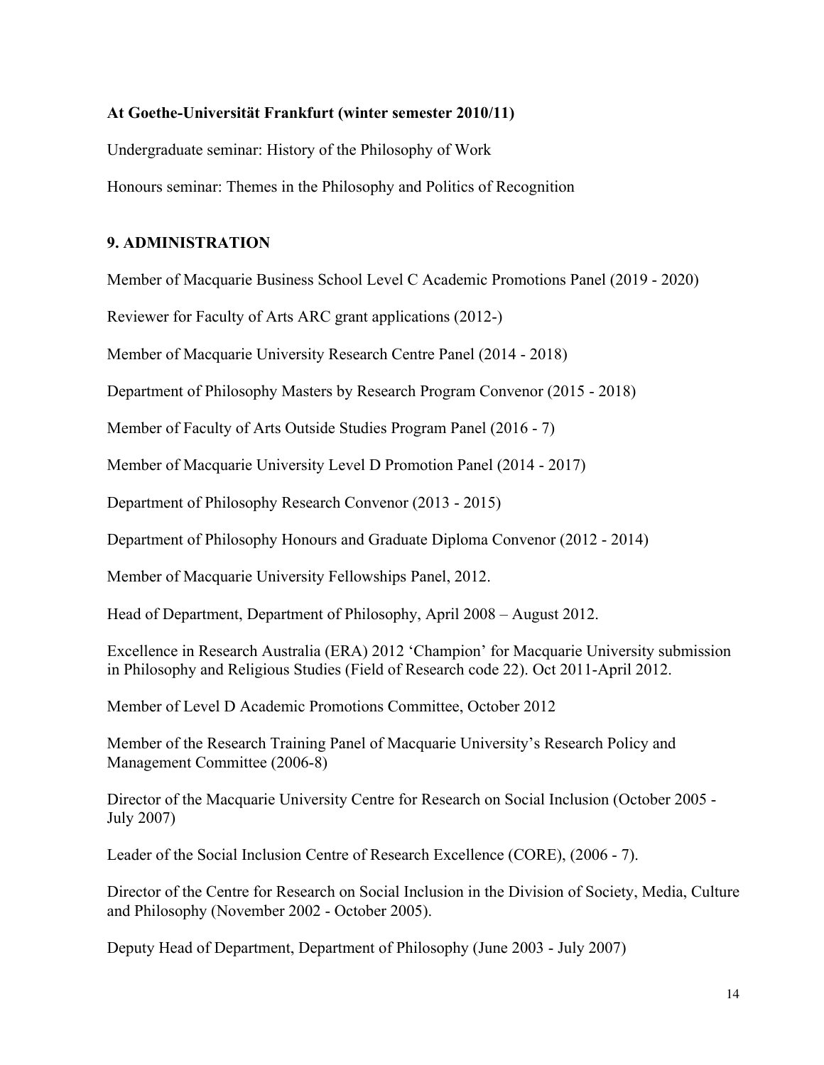**At Goethe-Universität Frankfurt (winter semester 2010/11)**

Undergraduate seminar: History of the Philosophy of Work

Honours seminar: Themes in the Philosophy and Politics of Recognition

## 9. ADMINISTRATION

Member of Macquarie Business School Level C Academic Promotions Panel (2019 - 2020)

Reviewer for Faculty of Arts ARC grant applications (2012-)

Member of Macquarie University Research Centre Panel (2014 - 2018)

Department of Philosophy Masters by Research Program Convenor (2015 - 2018)

Member of Faculty of Arts Outside Studies Program Panel (2016 - 7)

Member of Macquarie University Level D Promotion Panel (2014 - 2017)

Department of Philosophy Research Convenor (2013 - 2015)

Department of Philosophy Honours and Graduate Diploma Convenor (2012 - 2014)

Member of Macquarie University Fellowships Panel, 2012.

Head of Department, Department of Philosophy, April 2008 – August 2012.

Excellence in Research Australia (ERA) 2012 'Champion' for Macquarie University submission in Philosophy and Religious Studies (Field of Research code 22). Oct 2011-April 2012.

Member of Level D Academic Promotions Committee, October 2012

Member of the Research Training Panel of Macquarie University's Research Policy and Management Committee (2006-8)

Director of the Macquarie University Centre for Research on Social Inclusion (October 2005 - July 2007)

Leader of the Social Inclusion Centre of Research Excellence (CORE), (2006 - 7).

Director of the Centre for Research on Social Inclusion in the Division of Society, Media, Culture and Philosophy (November 2002 - October 2005).

Deputy Head of Department, Department of Philosophy (June 2003 - July 2007)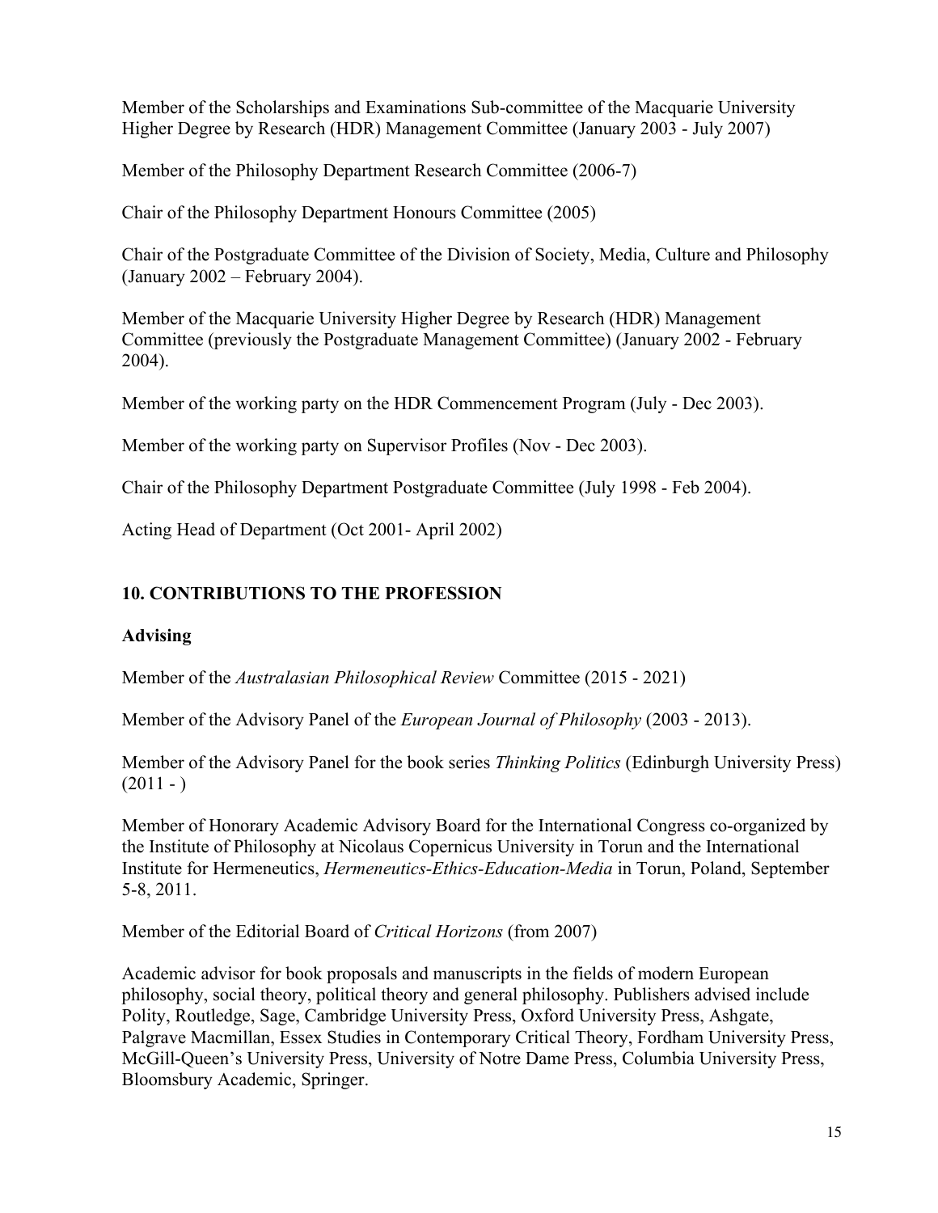Member of the Scholarships and Examinations Sub-committee of the Macquarie University Higher Degree by Research (HDR) Management Committee (January 2003 - July 2007)

Member of the Philosophy Department Research Committee (2006-7)

Chair of the Philosophy Department Honours Committee (2005)

Chair of the Postgraduate Committee of the Division of Society, Media, Culture and Philosophy (January 2002 – February 2004).

Member of the Macquarie University Higher Degree by Research (HDR) Management Committee (previously the Postgraduate Management Committee) (January 2002 - February 2004).

Member of the working party on the HDR Commencement Program (July - Dec 2003).

Member of the working party on Supervisor Profiles (Nov - Dec 2003).

Chair of the Philosophy Department Postgraduate Committee (July 1998 - Feb 2004).

Acting Head of Department (Oct 2001- April 2002)

## 10. CONTRIBUTIONS TO THE PROFESSION

### Advising

Member of the *Australasian Philosophical Review* Committee (2015 - 2021)

Member of the Advisory Panel of the *European Journal of Philosophy* (2003 - 2013).

Member of the Advisory Panel for the book series *Thinking Politics* (Edinburgh University Press) (2011 - )

Member of Honorary Academic Advisory Board for the International Congress co-organized by the Institute of Philosophy at Nicolaus Copernicus University in Torun and the International Institute for Hermeneutics, *Hermeneutics-Ethics-Education-Media* in Torun, Poland, September 5-8, 2011.

Member of the Editorial Board of *Critical Horizons* (from 2007)

Academic advisor for book proposals and manuscripts in the fields of modern European philosophy, social theory, political theory and general philosophy. Publishers advised include Polity, Routledge, Sage, Cambridge University Press, Oxford University Press, Ashgate, Palgrave Macmillan, Essex Studies in Contemporary Critical Theory, Fordham University Press, McGill-Queen's University Press, University of Notre Dame Press, Columbia University Press, Bloomsbury Academic, Springer.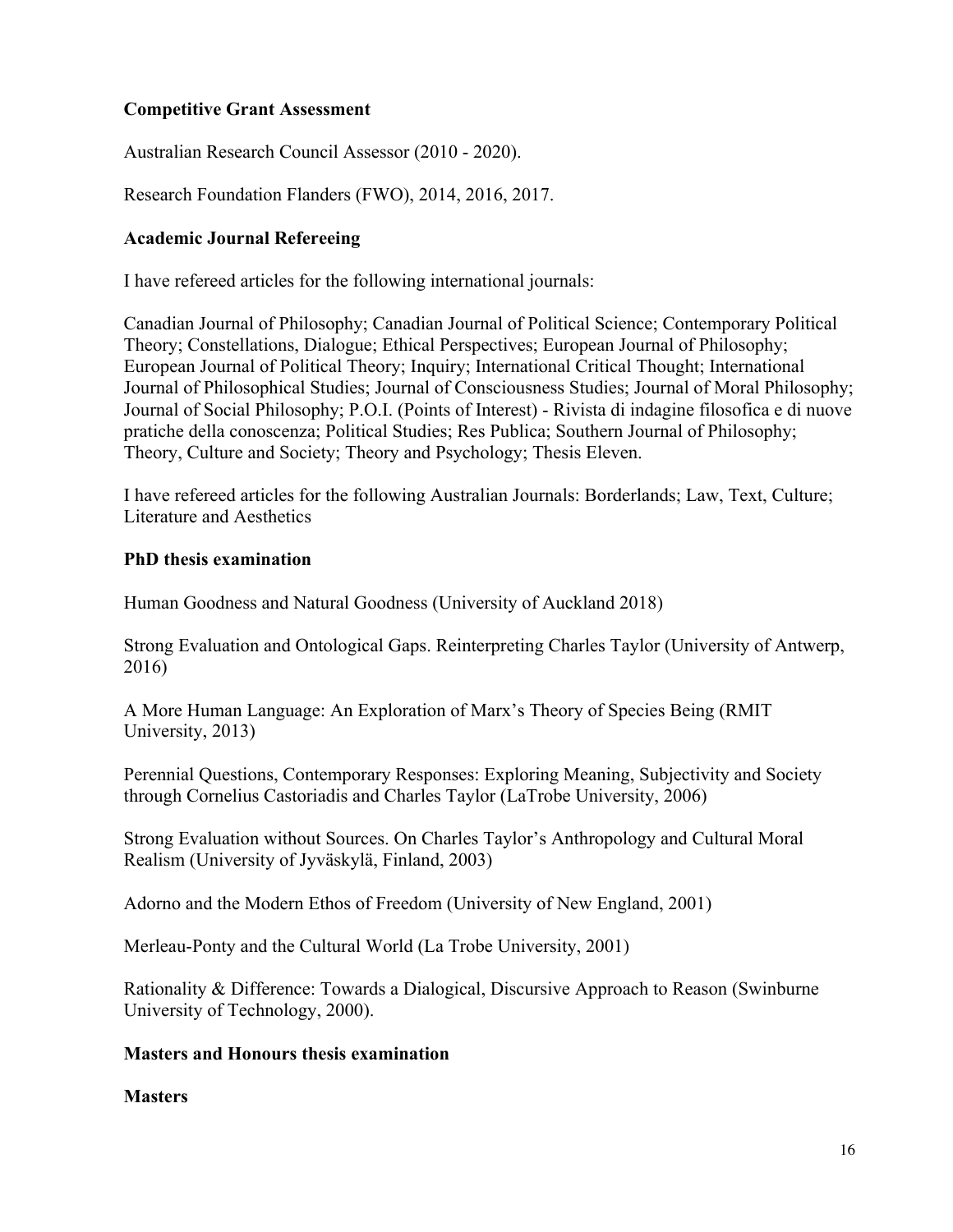## Competitive Grant Assessment

Australian Research Council Assessor (2010 - 2020).

Research Foundation Flanders (FWO), 2014, 2016, 2017.

## Academic Journal Refereeing

I have refereed articles for the following international journals:

Canadian Journal of Philosophy; Canadian Journal of Political Science; Contemporary Political Theory; Constellations, Dialogue; Ethical Perspectives; European Journal of Philosophy; European Journal of Political Theory; Inquiry; International Critical Thought; International Journal of Philosophical Studies; Journal of Consciousness Studies; Journal of Moral Philosophy; Journal of Social Philosophy; P.O.I. (Points of Interest) - Rivista di indagine filosofica e di nuove pratiche della conoscenza; Political Studies; Res Publica; Southern Journal of Philosophy; Theory, Culture and Society; Theory and Psychology; Thesis Eleven.

I have refereed articles for the following Australian Journals: Borderlands; Law, Text, Culture; Literature and Aesthetics

## PhD thesis examination

Human Goodness and Natural Goodness (University of Auckland 2018)

Strong Evaluation and Ontological Gaps. Reinterpreting Charles Taylor (University of Antwerp, 2016)

A More Human Language: An Exploration of Marx's Theory of Species Being (RMIT University, 2013)

Perennial Questions, Contemporary Responses: Exploring Meaning, Subjectivity and Society through Cornelius Castoriadis and Charles Taylor (LaTrobe University, 2006)

Strong Evaluation without Sources. On Charles Taylor's Anthropology and Cultural Moral Realism (University of Jyväskylä, Finland, 2003)

Adorno and the Modern Ethos of Freedom (University of New England, 2001)

Merleau-Ponty and the Cultural World (La Trobe University, 2001)

Rationality & Difference: Towards a Dialogical, Discursive Approach to Reason (Swinburne University of Technology, 2000).

## Masters and Honours thesis examination

### Masters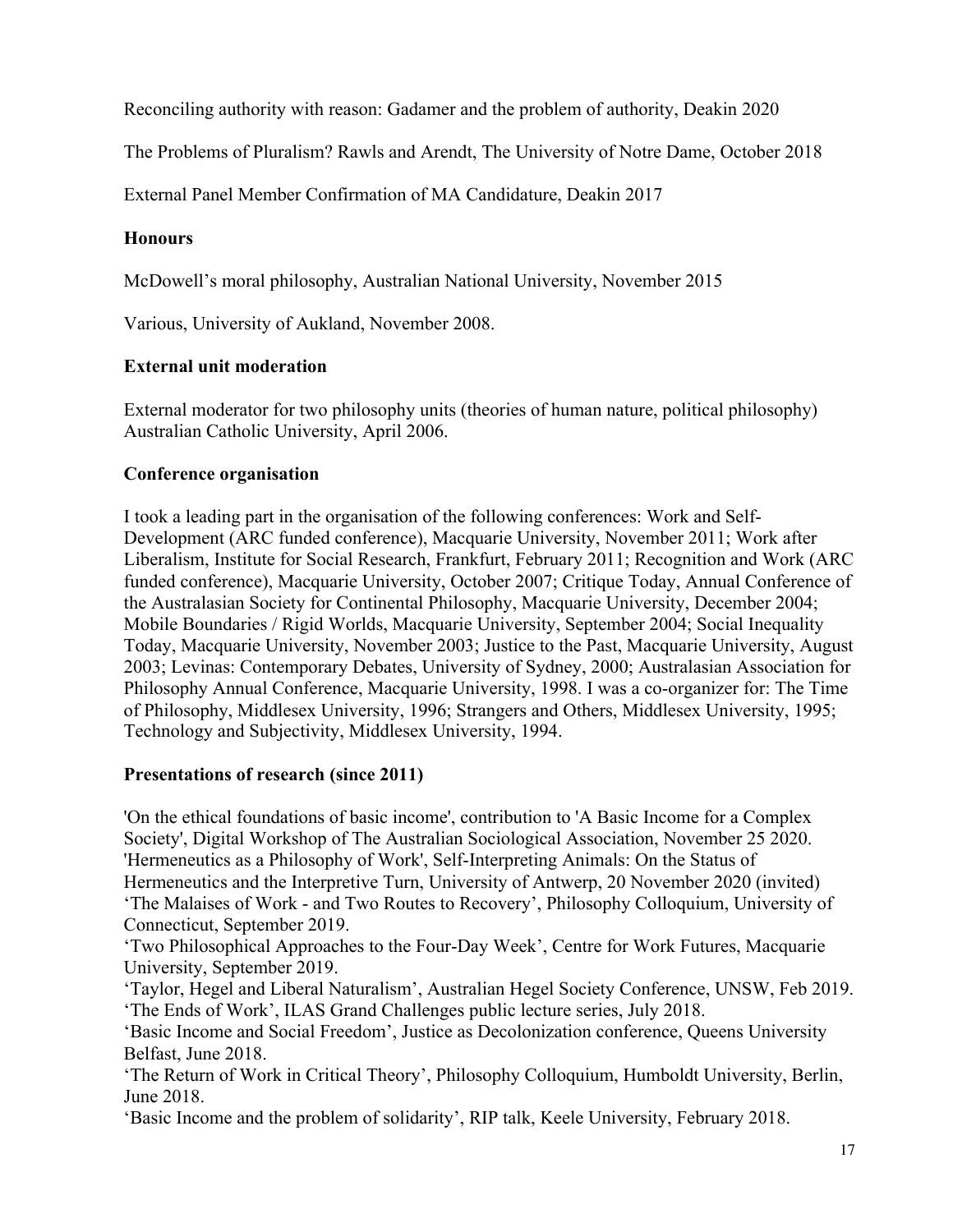Reconciling authority with reason: Gadamer and the problem of authority, Deakin 2020

The Problems of Pluralism? Rawls and Arendt, The University of Notre Dame, October 2018

External Panel Member Confirmation of MA Candidature, Deakin 2017

**Honours**

McDowell's moral philosophy, Australian National University, November 2015

Various, University of Aukland, November 2008.

**External unit moderation**

External moderator for two philosophy units (theories of human nature, political philosophy) Australian Catholic University, April 2006.

**Conference organisation**

I took a leading part in the organisation of the following conferences: Work and Self-Development (ARC funded conference), Macquarie University, November 2011; Work after Liberalism, Institute for Social Research, Frankfurt, February 2011; Recognition and Work (ARC funded conference), Macquarie University, October 2007; Critique Today, Annual Conference of the Australasian Society for Continental Philosophy, Macquarie University, December 2004; Mobile Boundaries / Rigid Worlds, Macquarie University, September 2004; Social Inequality Today, Macquarie University, November 2003; Justice to the Past, Macquarie University, August 2003; Levinas: Contemporary Debates, University of Sydney, 2000; Australasian Association for Philosophy Annual Conference, Macquarie University, 1998. I was a co-organizer for: The Time of Philosophy, Middlesex University, 1996; Strangers and Others, Middlesex University, 1995; Technology and Subjectivity, Middlesex University, 1994.

**Presentations of research (since 2011)**

'On the ethical foundations of basic income', contribution to 'A Basic Income for a Complex Society', Digital Workshop of The Australian Sociological Association, November 25 2020.
'Hermeneutics as a Philosophy of Work', Self-Interpreting Animals: On the Status of Hermeneutics and the Interpretive Turn, University of Antwerp, 20 November 2020 (invited)
'The Malaises of Work - and Two Routes to Recovery', Philosophy Colloquium, University of Connecticut, September 2019.
'Two Philosophical Approaches to the Four-Day Week', Centre for Work Futures, Macquarie University, September 2019.
'Taylor, Hegel and Liberal Naturalism', Australian Hegel Society Conference, UNSW, Feb 2019.
'The Ends of Work', ILAS Grand Challenges public lecture series, July 2018.
'Basic Income and Social Freedom', Justice as Decolonization conference, Queens University Belfast, June 2018.
'The Return of Work in Critical Theory', Philosophy Colloquium, Humboldt University, Berlin, June 2018.
'Basic Income and the problem of solidarity', RIP talk, Keele University, February 2018.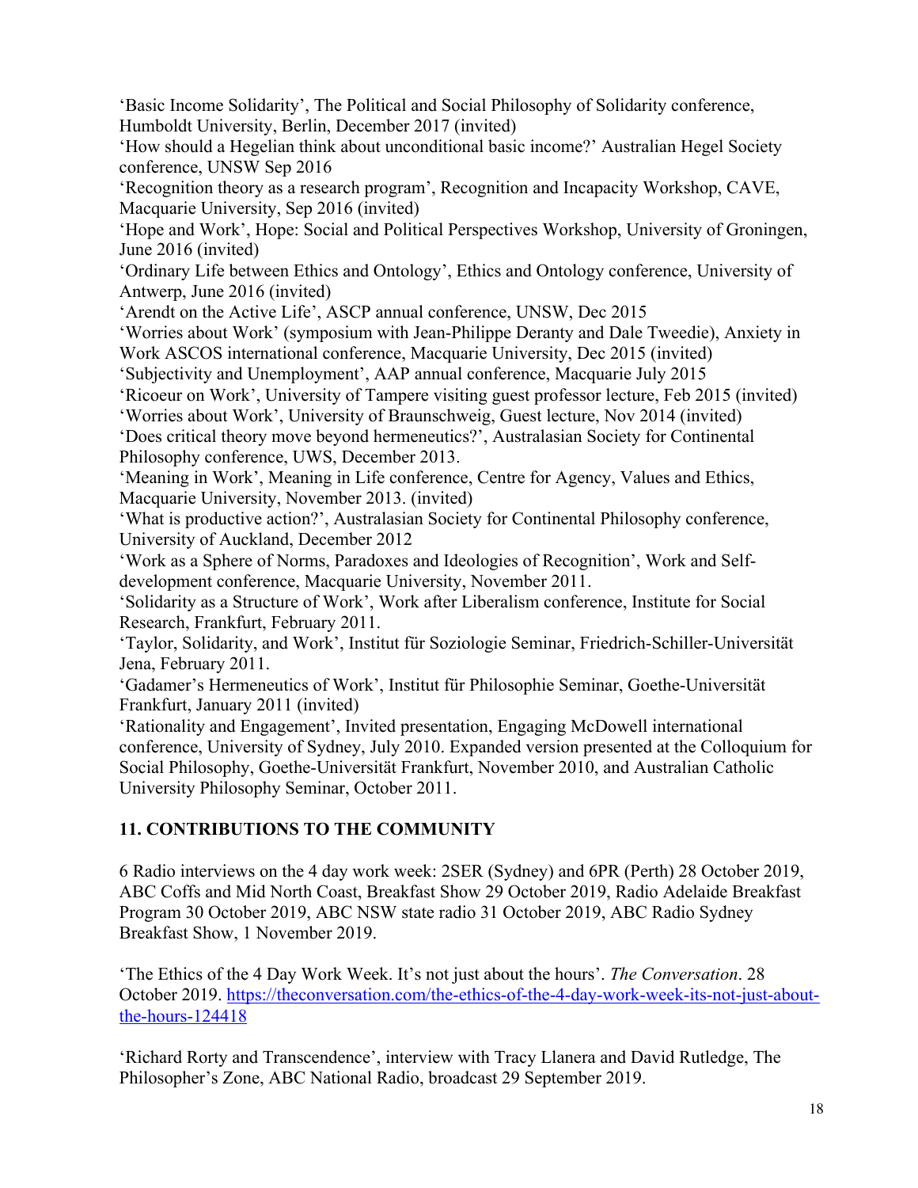‘Basic Income Solidarity’, The Political and Social Philosophy of Solidarity conference, Humboldt University, Berlin, December 2017 (invited)

‘How should a Hegelian think about unconditional basic income?’ Australian Hegel Society conference, UNSW Sep 2016

‘Recognition theory as a research program’, Recognition and Incapacity Workshop, CAVE, Macquarie University, Sep 2016 (invited)

‘Hope and Work’, Hope: Social and Political Perspectives Workshop, University of Groningen, June 2016 (invited)

‘Ordinary Life between Ethics and Ontology’, Ethics and Ontology conference, University of Antwerp, June 2016 (invited)

‘Arendt on the Active Life’, ASCP annual conference, UNSW, Dec 2015

‘Worries about Work’ (symposium with Jean-Philippe Deranty and Dale Tweedie), Anxiety in Work ASCOS international conference, Macquarie University, Dec 2015 (invited)

‘Subjectivity and Unemployment’, AAP annual conference, Macquarie July 2015

‘Ricoeur on Work’, University of Tampere visiting guest professor lecture, Feb 2015 (invited)

‘Worries about Work’, University of Braunschweig, Guest lecture, Nov 2014 (invited)

‘Does critical theory move beyond hermeneutics?’, Australasian Society for Continental Philosophy conference, UWS, December 2013.

‘Meaning in Work’, Meaning in Life conference, Centre for Agency, Values and Ethics, Macquarie University, November 2013. (invited)

‘What is productive action?’, Australasian Society for Continental Philosophy conference, University of Auckland, December 2012

‘Work as a Sphere of Norms, Paradoxes and Ideologies of Recognition’, Work and Self-development conference, Macquarie University, November 2011.

‘Solidarity as a Structure of Work’, Work after Liberalism conference, Institute for Social Research, Frankfurt, February 2011.

‘Taylor, Solidarity, and Work’, Institut für Soziologie Seminar, Friedrich-Schiller-Universität Jena, February 2011.

‘Gadamer’s Hermeneutics of Work’, Institut für Philosophie Seminar, Goethe-Universität Frankfurt, January 2011 (invited)

‘Rationality and Engagement’, Invited presentation, Engaging McDowell international conference, University of Sydney, July 2010. Expanded version presented at the Colloquium for Social Philosophy, Goethe-Universität Frankfurt, November 2010, and Australian Catholic University Philosophy Seminar, October 2011.

## 11. CONTRIBUTIONS TO THE COMMUNITY

6 Radio interviews on the 4 day work week: 2SER (Sydney) and 6PR (Perth) 28 October 2019, ABC Coffs and Mid North Coast, Breakfast Show 29 October 2019, Radio Adelaide Breakfast Program 30 October 2019, ABC NSW state radio 31 October 2019, ABC Radio Sydney Breakfast Show, 1 November 2019.

‘The Ethics of the 4 Day Work Week. It’s not just about the hours’. *The Conversation*. 28 October 2019. https://theconversation.com/the-ethics-of-the-4-day-work-week-its-not-just-about-the-hours-124418

‘Richard Rorty and Transcendence’, interview with Tracy Llanera and David Rutledge, The Philosopher’s Zone, ABC National Radio, broadcast 29 September 2019.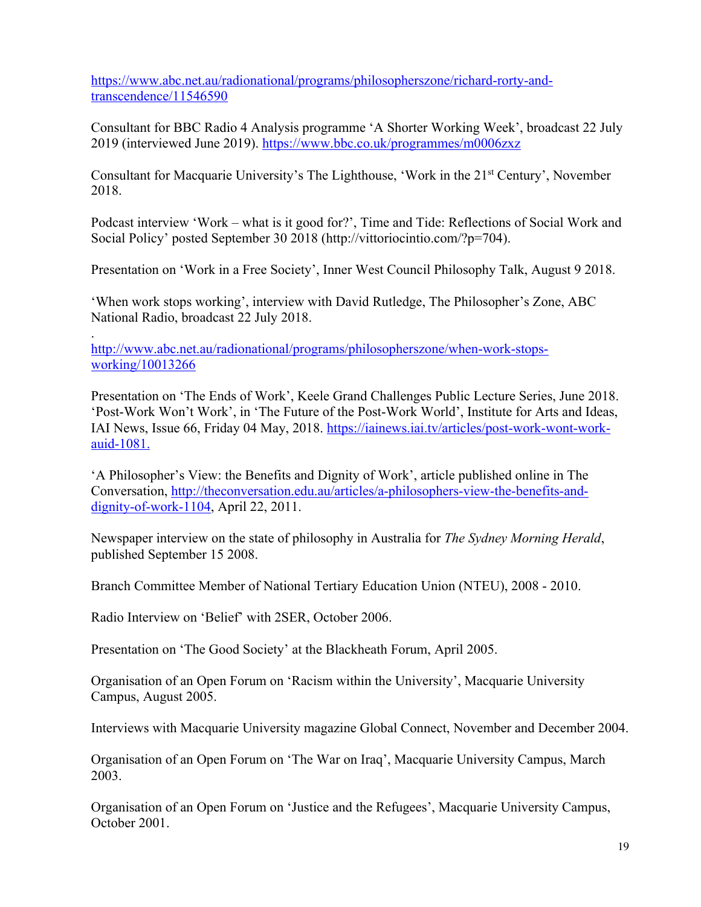https://www.abc.net.au/radionational/programs/philosopherszone/richard-rorty-and-transcendence/11546590

Consultant for BBC Radio 4 Analysis programme 'A Shorter Working Week', broadcast 22 July 2019 (interviewed June 2019). https://www.bbc.co.uk/programmes/m0006zxz

Consultant for Macquarie University's The Lighthouse, 'Work in the 21st Century', November 2018.

Podcast interview 'Work – what is it good for?', Time and Tide: Reflections of Social Work and Social Policy' posted September 30 2018 (http://vittoriocintio.com/?p=704).

Presentation on 'Work in a Free Society', Inner West Council Philosophy Talk, August 9 2018.

'When work stops working', interview with David Rutledge, The Philosopher's Zone, ABC National Radio, broadcast 22 July 2018.

.

http://www.abc.net.au/radionational/programs/philosopherszone/when-work-stops-working/10013266

Presentation on 'The Ends of Work', Keele Grand Challenges Public Lecture Series, June 2018.
'Post-Work Won't Work', in 'The Future of the Post-Work World', Institute for Arts and Ideas, IAI News, Issue 66, Friday 04 May, 2018. https://iainews.iai.tv/articles/post-work-wont-work-auid-1081.

'A Philosopher's View: the Benefits and Dignity of Work', article published online in The Conversation, http://theconversation.edu.au/articles/a-philosophers-view-the-benefits-and-dignity-of-work-1104, April 22, 2011.

Newspaper interview on the state of philosophy in Australia for *The Sydney Morning Herald*, published September 15 2008.

Branch Committee Member of National Tertiary Education Union (NTEU), 2008 - 2010.

Radio Interview on 'Belief' with 2SER, October 2006.

Presentation on 'The Good Society' at the Blackheath Forum, April 2005.

Organisation of an Open Forum on 'Racism within the University', Macquarie University Campus, August 2005.

Interviews with Macquarie University magazine Global Connect, November and December 2004.

Organisation of an Open Forum on 'The War on Iraq', Macquarie University Campus, March 2003.

Organisation of an Open Forum on 'Justice and the Refugees', Macquarie University Campus, October 2001.